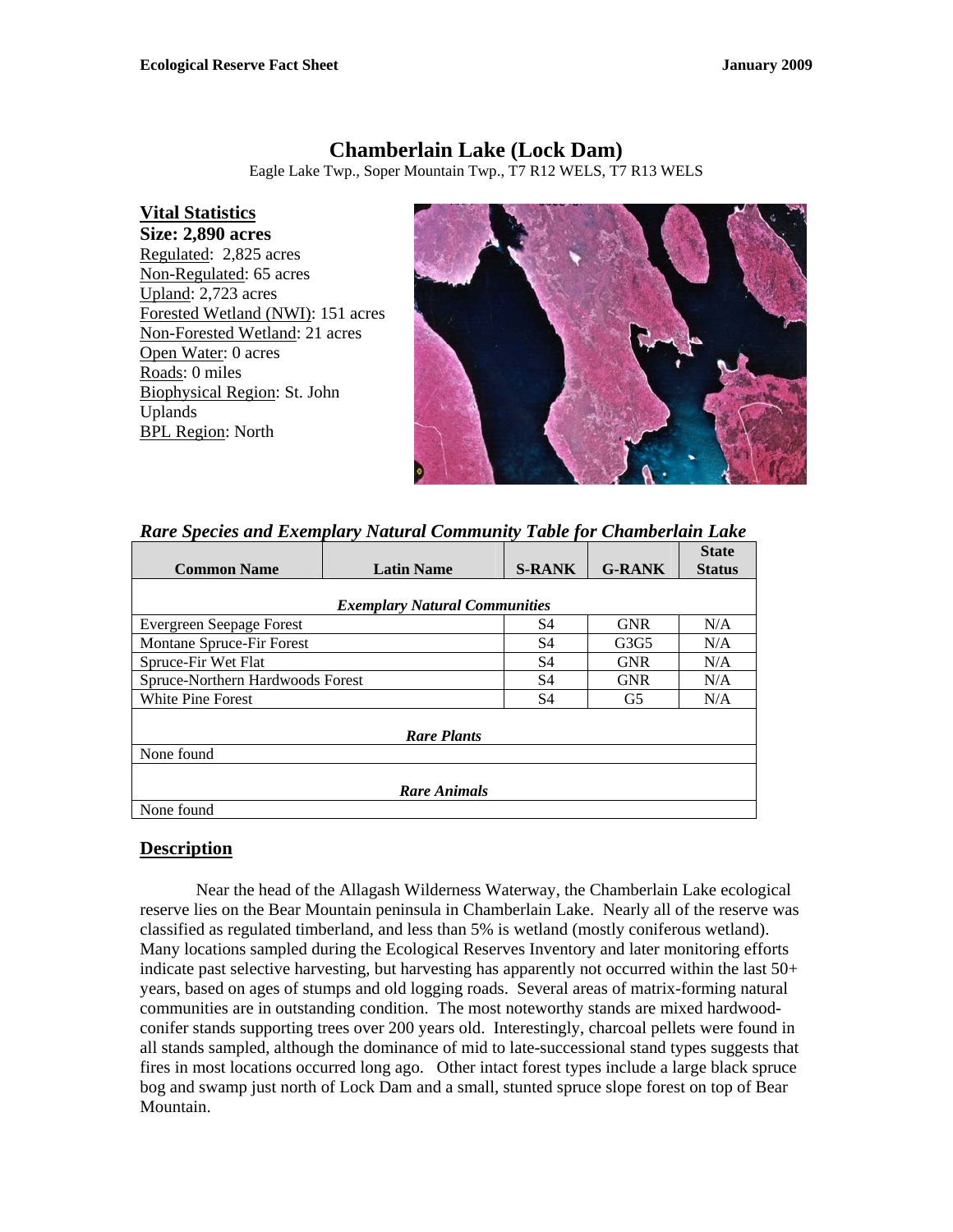# Chamberlain Lake (Lock Dam)

Eagle Lake Twp., Soper Mountain Twp., T7 R12 WELS, T7 R13 WELS

## Vital Statistics

**Size: 2,890 acres**
Regulated: 2,825 acres
Non-Regulated: 65 acres
Upland: 2,723 acres
Forested Wetland (NWI): 151 acres
Non-Forested Wetland: 21 acres
Open Water: 0 acres
Roads: 0 miles
Biophysical Region: St. John Uplands
BPL Region: North

### *Rare Species and Exemplary Natural Community Table for Chamberlain Lake*

| Common Name | Latin Name | S-RANK | G-RANK | State Status |
|---|---|---|---|---|
| ***Exemplary Natural Communities*** | | | | |
| Evergreen Seepage Forest | | S4 | GNR | N/A |
| Montane Spruce-Fir Forest | | S4 | G3G5 | N/A |
| Spruce-Fir Wet Flat | | S4 | GNR | N/A |
| Spruce-Northern Hardwoods Forest | | S4 | GNR | N/A |
| White Pine Forest | | S4 | G5 | N/A |
| ***Rare Plants*** | | | | |
| None found | | | | |
| ***Rare Animals*** | | | | |
| None found | | | | |

## Description

Near the head of the Allagash Wilderness Waterway, the Chamberlain Lake ecological reserve lies on the Bear Mountain peninsula in Chamberlain Lake. Nearly all of the reserve was classified as regulated timberland, and less than 5% is wetland (mostly coniferous wetland). Many locations sampled during the Ecological Reserves Inventory and later monitoring efforts indicate past selective harvesting, but harvesting has apparently not occurred within the last 50+ years, based on ages of stumps and old logging roads. Several areas of matrix-forming natural communities are in outstanding condition. The most noteworthy stands are mixed hardwood-conifer stands supporting trees over 200 years old. Interestingly, charcoal pellets were found in all stands sampled, although the dominance of mid to late-successional stand types suggests that fires in most locations occurred long ago. Other intact forest types include a large black spruce bog and swamp just north of Lock Dam and a small, stunted spruce slope forest on top of Bear Mountain.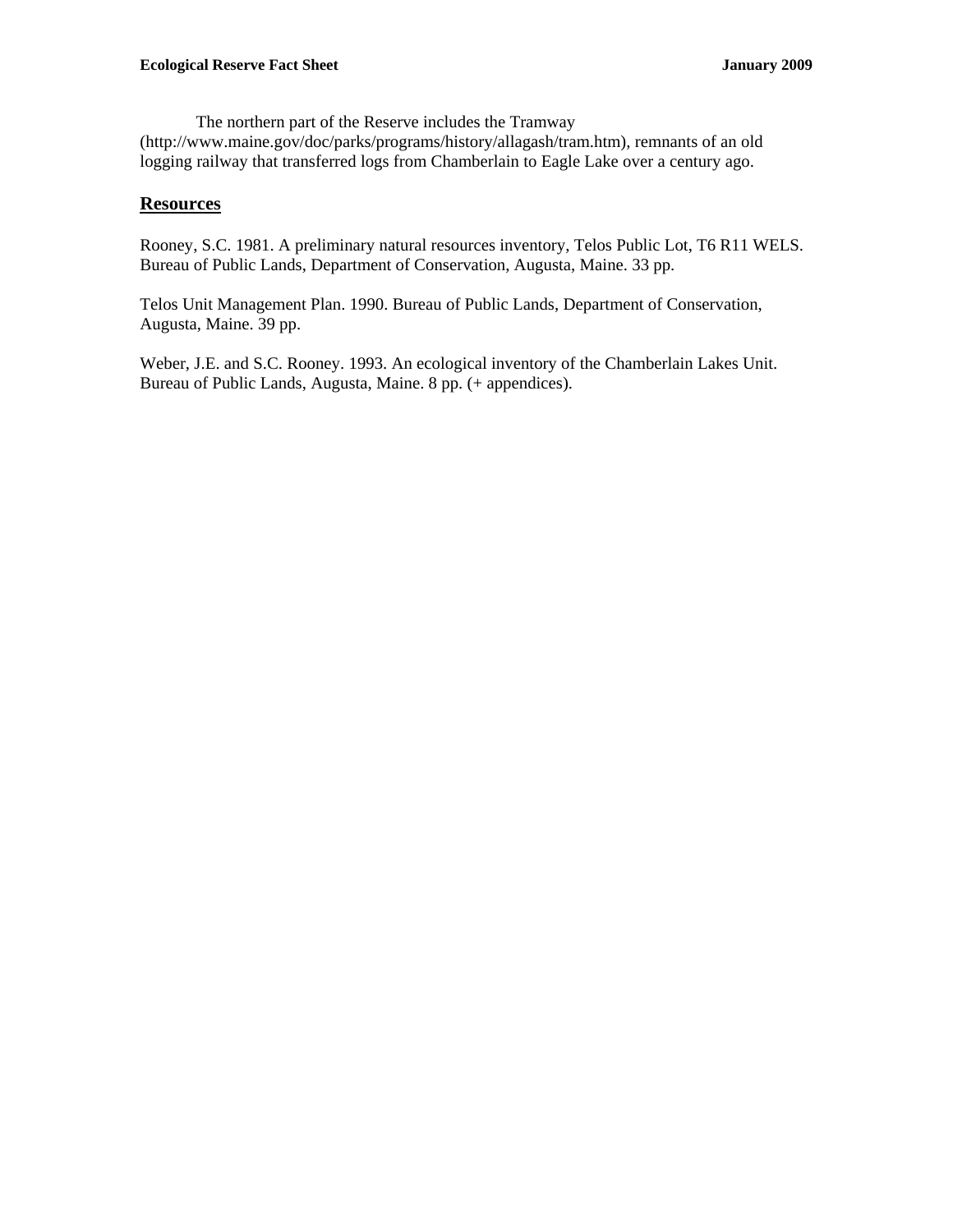The northern part of the Reserve includes the Tramway (http://www.maine.gov/doc/parks/programs/history/allagash/tram.htm), remnants of an old logging railway that transferred logs from Chamberlain to Eagle Lake over a century ago.

## Resources

Rooney, S.C. 1981. A preliminary natural resources inventory, Telos Public Lot, T6 R11 WELS. Bureau of Public Lands, Department of Conservation, Augusta, Maine. 33 pp.

Telos Unit Management Plan. 1990. Bureau of Public Lands, Department of Conservation, Augusta, Maine. 39 pp.

Weber, J.E. and S.C. Rooney. 1993. An ecological inventory of the Chamberlain Lakes Unit. Bureau of Public Lands, Augusta, Maine. 8 pp. (+ appendices).